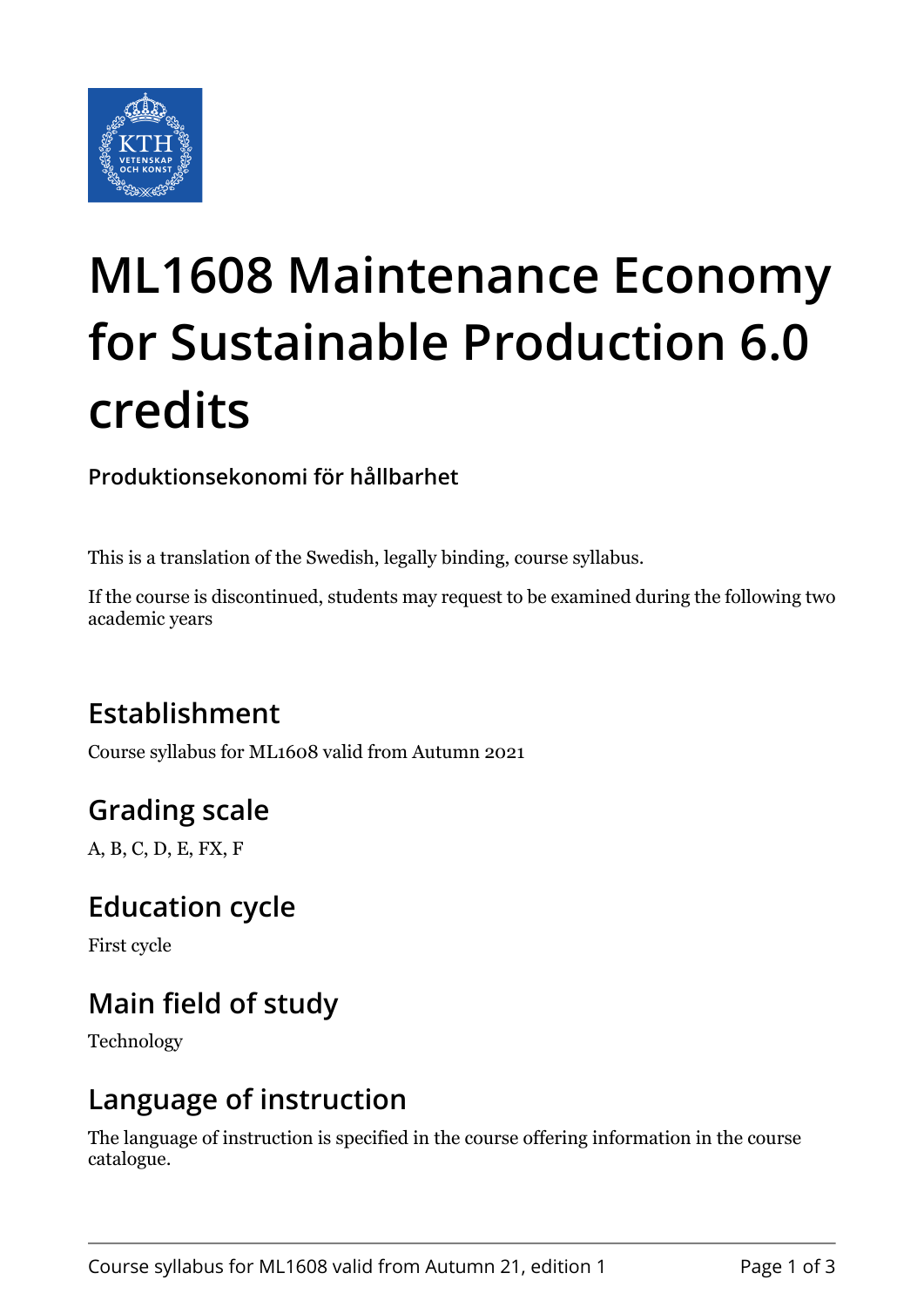# ML1608 Maintenance Economy for Sustainable Production 6.0 credits

**Produktionsekonomi för hållbarhet**

This is a translation of the Swedish, legally binding, course syllabus.

If the course is discontinued, students may request to be examined during the following two academic years

## Establishment

Course syllabus for ML1608 valid from Autumn 2021

## Grading scale

A, B, C, D, E, FX, F

## Education cycle

First cycle

## Main field of study

Technology

## Language of instruction

The language of instruction is specified in the course offering information in the course catalogue.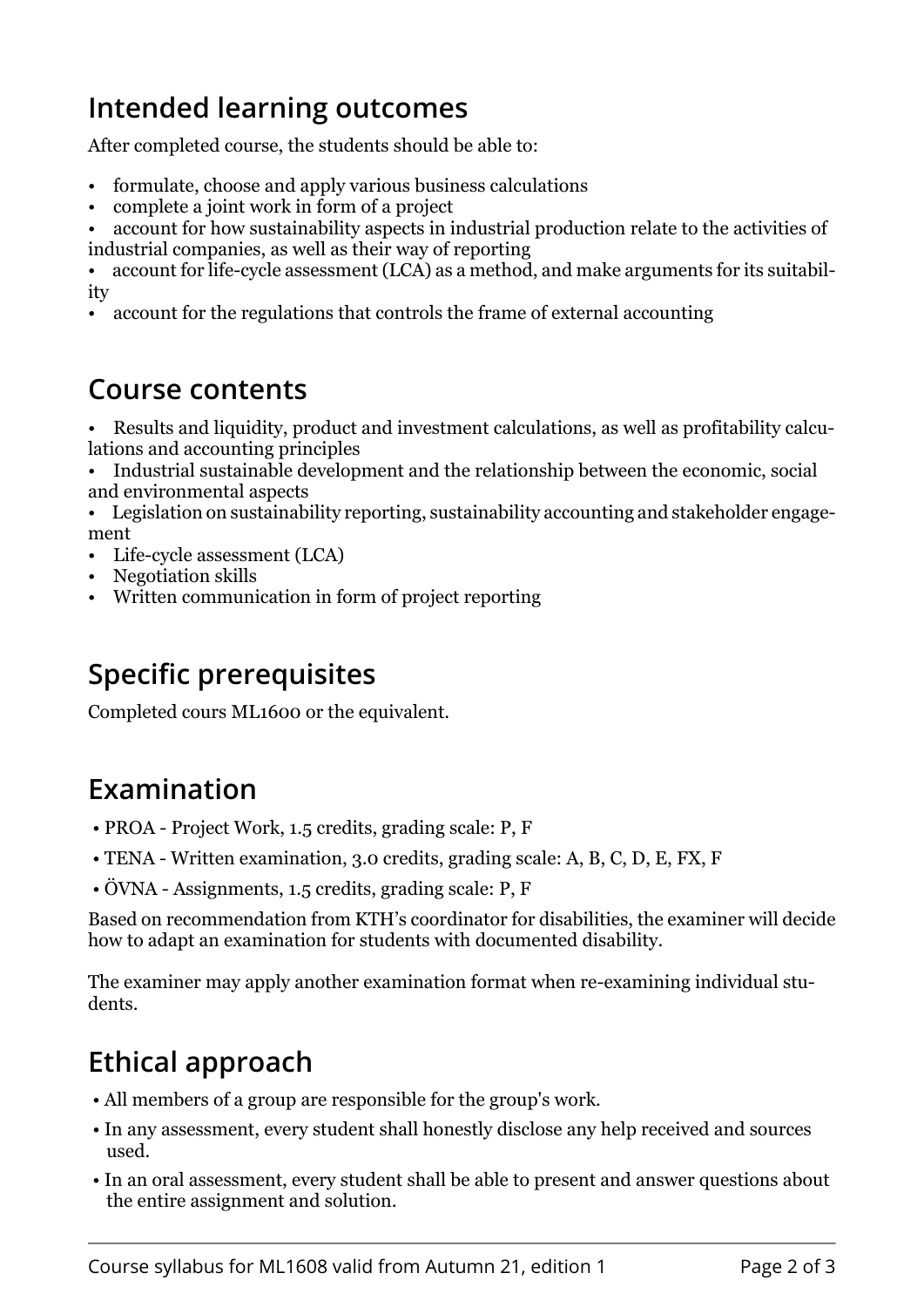## Intended learning outcomes

After completed course, the students should be able to:

- formulate, choose and apply various business calculations
- complete a joint work in form of a project
- account for how sustainability aspects in industrial production relate to the activities of industrial companies, as well as their way of reporting
- account for life-cycle assessment (LCA) as a method, and make arguments for its suitability
- account for the regulations that controls the frame of external accounting

## Course contents

- Results and liquidity, product and investment calculations, as well as profitability calculations and accounting principles
- Industrial sustainable development and the relationship between the economic, social and environmental aspects
- Legislation on sustainability reporting, sustainability accounting and stakeholder engagement
- Life-cycle assessment (LCA)
- Negotiation skills
- Written communication in form of project reporting

## Specific prerequisites

Completed cours ML1600 or the equivalent.

## Examination

- PROA - Project Work, 1.5 credits, grading scale: P, F
- TENA - Written examination, 3.0 credits, grading scale: A, B, C, D, E, FX, F
- ÖVNA - Assignments, 1.5 credits, grading scale: P, F

Based on recommendation from KTH's coordinator for disabilities, the examiner will decide how to adapt an examination for students with documented disability.

The examiner may apply another examination format when re-examining individual students.

## Ethical approach

- All members of a group are responsible for the group's work.
- In any assessment, every student shall honestly disclose any help received and sources used.
- In an oral assessment, every student shall be able to present and answer questions about the entire assignment and solution.